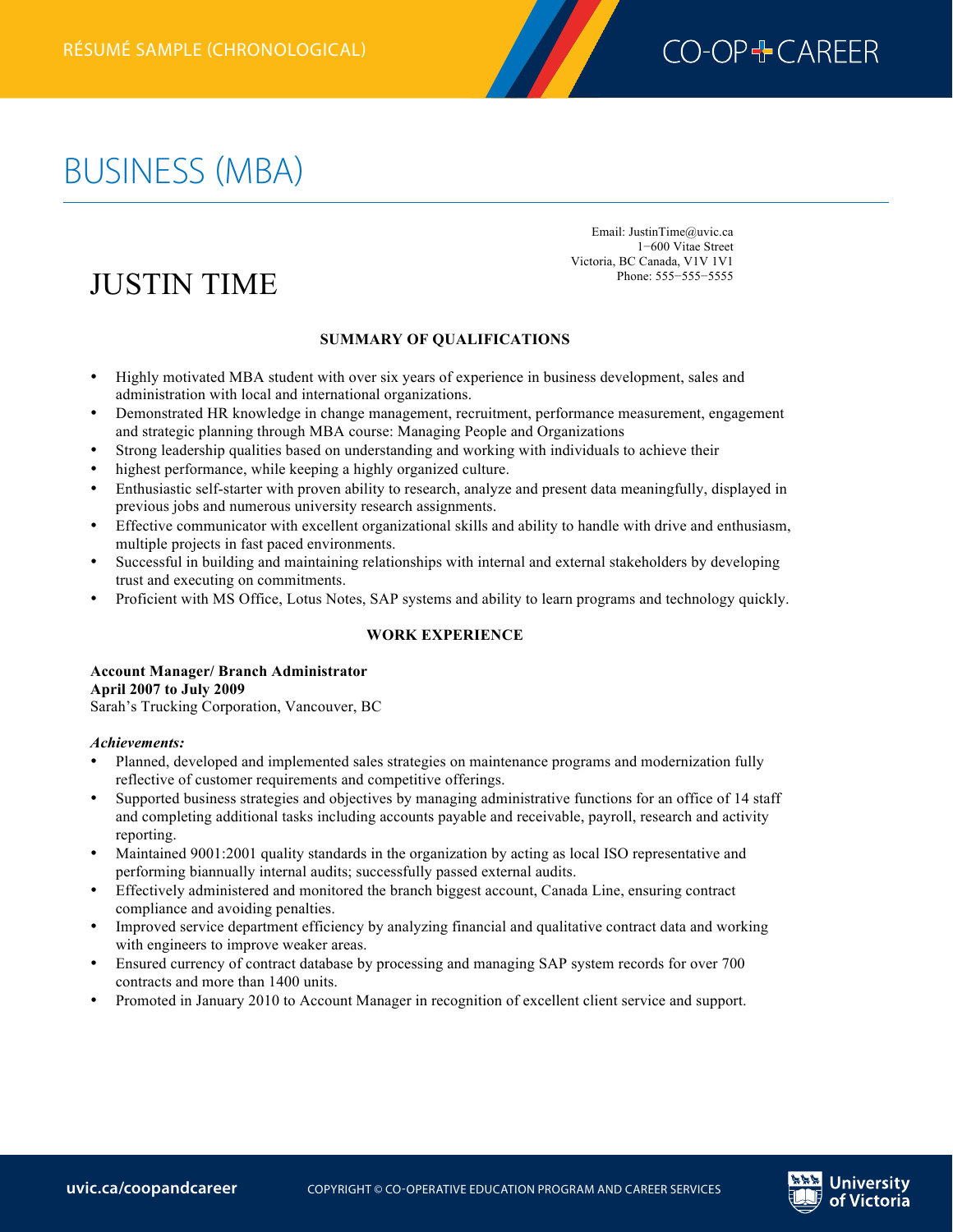RÉSUMÉ SAMPLE (CHRONOLOGICAL)

# BUSINESS (MBA)

# JUSTIN TIME

Email: JustinTime@uvic.ca
1–600 Vitae Street
Victoria, BC Canada, V1V 1V1
Phone: 555–555–5555

## SUMMARY OF QUALIFICATIONS

- Highly motivated MBA student with over six years of experience in business development, sales and administration with local and international organizations.
- Demonstrated HR knowledge in change management, recruitment, performance measurement, engagement and strategic planning through MBA course: Managing People and Organizations
- Strong leadership qualities based on understanding and working with individuals to achieve their
- highest performance, while keeping a highly organized culture.
- Enthusiastic self-starter with proven ability to research, analyze and present data meaningfully, displayed in previous jobs and numerous university research assignments.
- Effective communicator with excellent organizational skills and ability to handle with drive and enthusiasm, multiple projects in fast paced environments.
- Successful in building and maintaining relationships with internal and external stakeholders by developing trust and executing on commitments.
- Proficient with MS Office, Lotus Notes, SAP systems and ability to learn programs and technology quickly.

## WORK EXPERIENCE

**Account Manager/ Branch Administrator**
**April 2007 to July 2009**
Sarah's Trucking Corporation, Vancouver, BC

***Achievements:***

- Planned, developed and implemented sales strategies on maintenance programs and modernization fully reflective of customer requirements and competitive offerings.
- Supported business strategies and objectives by managing administrative functions for an office of 14 staff and completing additional tasks including accounts payable and receivable, payroll, research and activity reporting.
- Maintained 9001:2001 quality standards in the organization by acting as local ISO representative and performing biannually internal audits; successfully passed external audits.
- Effectively administered and monitored the branch biggest account, Canada Line, ensuring contract compliance and avoiding penalties.
- Improved service department efficiency by analyzing financial and qualitative contract data and working with engineers to improve weaker areas.
- Ensured currency of contract database by processing and managing SAP system records for over 700 contracts and more than 1400 units.
- Promoted in January 2010 to Account Manager in recognition of excellent client service and support.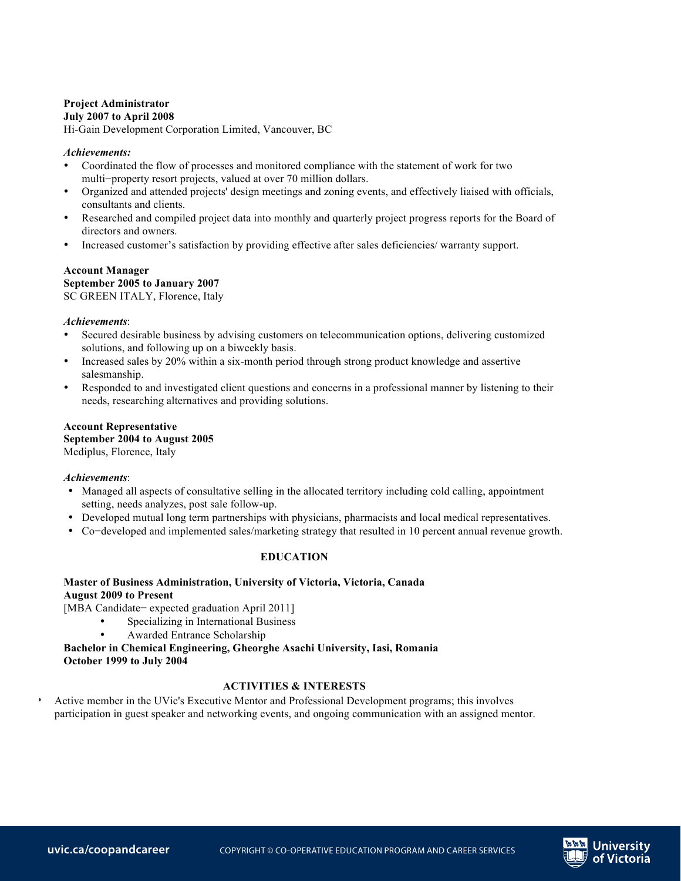**Project Administrator**
**July 2007 to April 2008**
Hi-Gain Development Corporation Limited, Vancouver, BC

*Achievements:*

- Coordinated the flow of processes and monitored compliance with the statement of work for two multi−property resort projects, valued at over 70 million dollars.
- Organized and attended projects' design meetings and zoning events, and effectively liaised with officials, consultants and clients.
- Researched and compiled project data into monthly and quarterly project progress reports for the Board of directors and owners.
- Increased customer's satisfaction by providing effective after sales deficiencies/ warranty support.

**Account Manager**
**September 2005 to January 2007**
SC GREEN ITALY, Florence, Italy

*Achievements*:

- Secured desirable business by advising customers on telecommunication options, delivering customized solutions, and following up on a biweekly basis.
- Increased sales by 20% within a six-month period through strong product knowledge and assertive salesmanship.
- Responded to and investigated client questions and concerns in a professional manner by listening to their needs, researching alternatives and providing solutions.

**Account Representative**
**September 2004 to August 2005**
Mediplus, Florence, Italy

*Achievements*:

- Managed all aspects of consultative selling in the allocated territory including cold calling, appointment setting, needs analyzes, post sale follow-up.
- Developed mutual long term partnerships with physicians, pharmacists and local medical representatives.
- Co−developed and implemented sales/marketing strategy that resulted in 10 percent annual revenue growth.

## EDUCATION

**Master of Business Administration, University of Victoria, Victoria, Canada**
**August 2009 to Present**
[MBA Candidate− expected graduation April 2011]

- Specializing in International Business
- Awarded Entrance Scholarship

**Bachelor in Chemical Engineering, Gheorghe Asachi University, Iasi, Romania**
**October 1999 to July 2004**

## ACTIVITIES & INTERESTS

- Active member in the UVic's Executive Mentor and Professional Development programs; this involves participation in guest speaker and networking events, and ongoing communication with an assigned mentor.